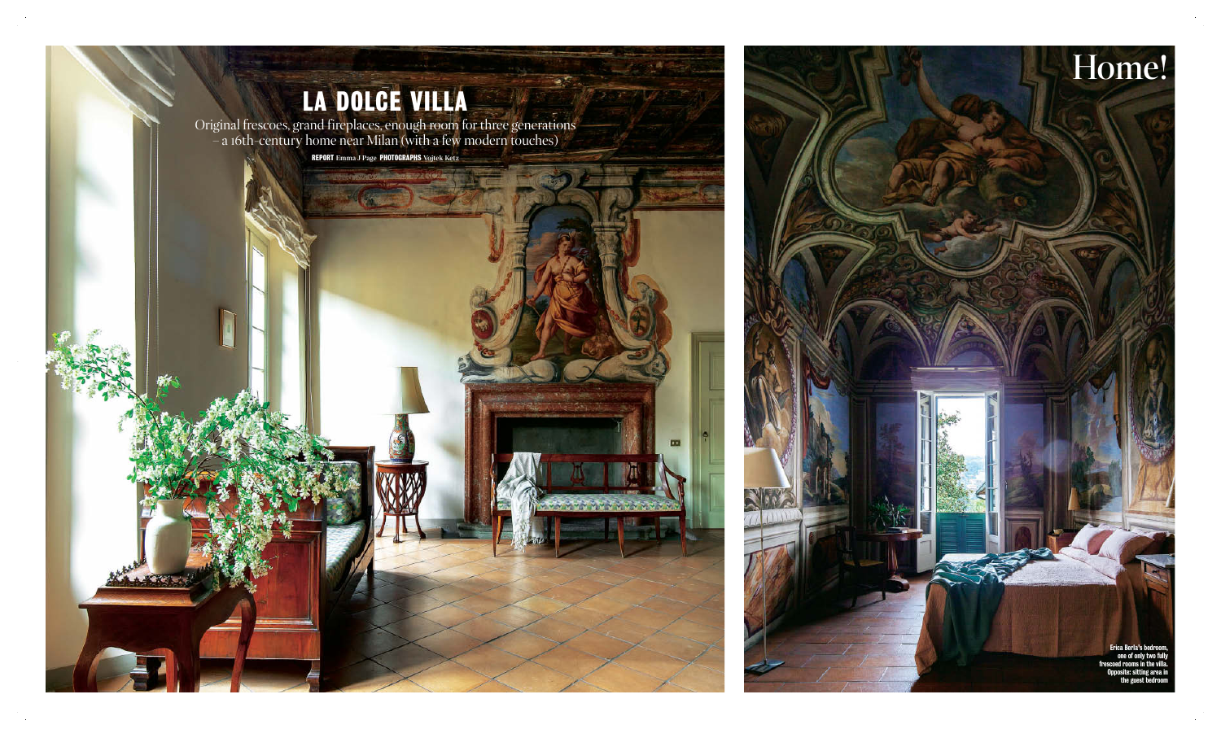Home!

# LA DOLCE VILLA

Original frescoes, grand fireplaces, enough room for three generations – a 16th-century home near Milan (with a few modern touches)

**REPORT** Emma J Page **PHOTOGRAPHS** Vojtek Ketz

Erica Berla's bedroom, one of only two fully frescoed rooms in the villa. Opposite: sitting area in the guest bedroom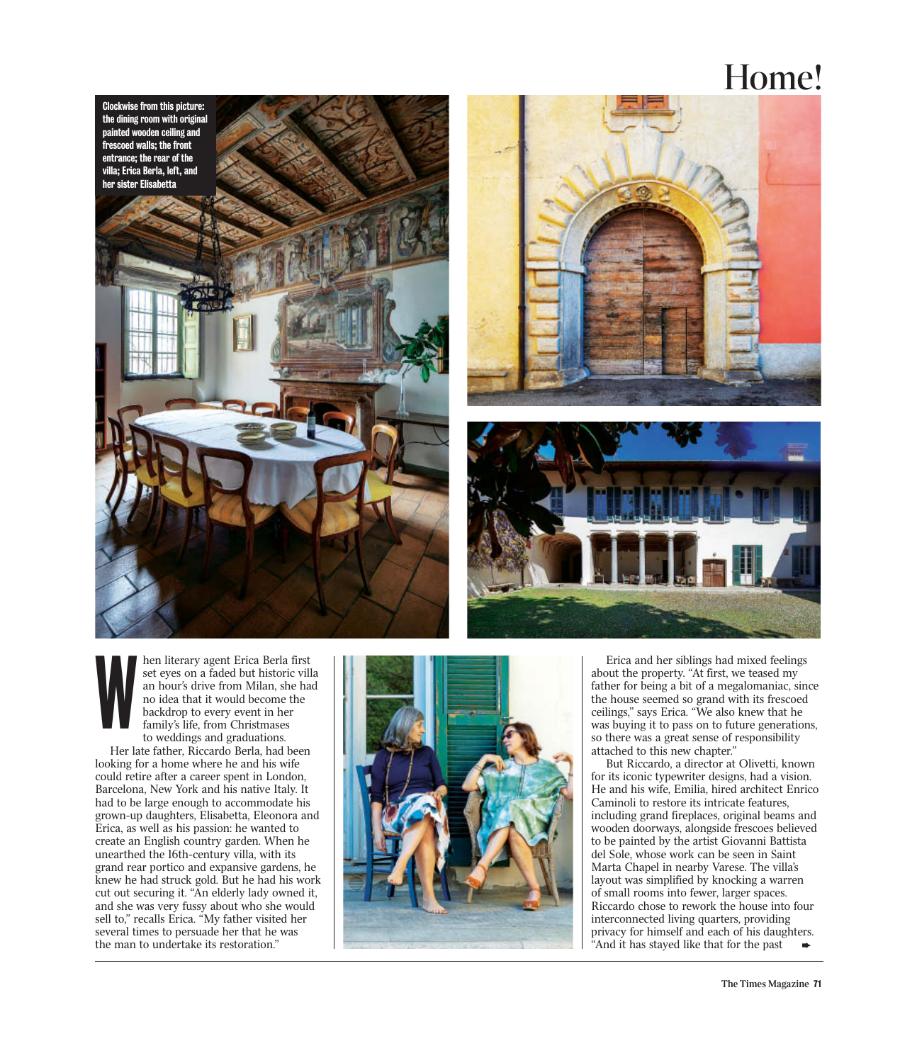# Home!

Clockwise from this picture: the dining room with original painted wooden ceiling and frescoed walls; the front entrance; the rear of the villa; Erica Berla, left, and her sister Elisabetta

When literary agent Erica Berla first set eyes on a faded but historic villa an hour's drive from Milan, she had no idea that it would become the backdrop to every event in her family's life, from Christmases to weddings and graduations.

Her late father, Riccardo Berla, had been looking for a home where he and his wife could retire after a career spent in London, Barcelona, New York and his native Italy. It had to be large enough to accommodate his grown-up daughters, Elisabetta, Eleonora and Erica, as well as his passion: he wanted to create an English country garden. When he unearthed the 16th-century villa, with its grand rear portico and expansive gardens, he knew he had struck gold. But he had his work cut out securing it. "An elderly lady owned it, and she was very fussy about who she would sell to," recalls Erica. "My father visited her several times to persuade her that he was the man to undertake its restoration."

Erica and her siblings had mixed feelings about the property. "At first, we teased my father for being a bit of a megalomaniac, since the house seemed so grand with its frescoed ceilings," says Erica. "We also knew that he was buying it to pass on to future generations, so there was a great sense of responsibility attached to this new chapter."

But Riccardo, a director at Olivetti, known for its iconic typewriter designs, had a vision. He and his wife, Emilia, hired architect Enrico Caminoli to restore its intricate features, including grand fireplaces, original beams and wooden doorways, alongside frescoes believed to be painted by the artist Giovanni Battista del Sole, whose work can be seen in Saint Marta Chapel in nearby Varese. The villa's layout was simplified by knocking a warren of small rooms into fewer, larger spaces. Riccardo chose to rework the house into four interconnected living quarters, providing privacy for himself and each of his daughters. "And it has stayed like that for the past ➡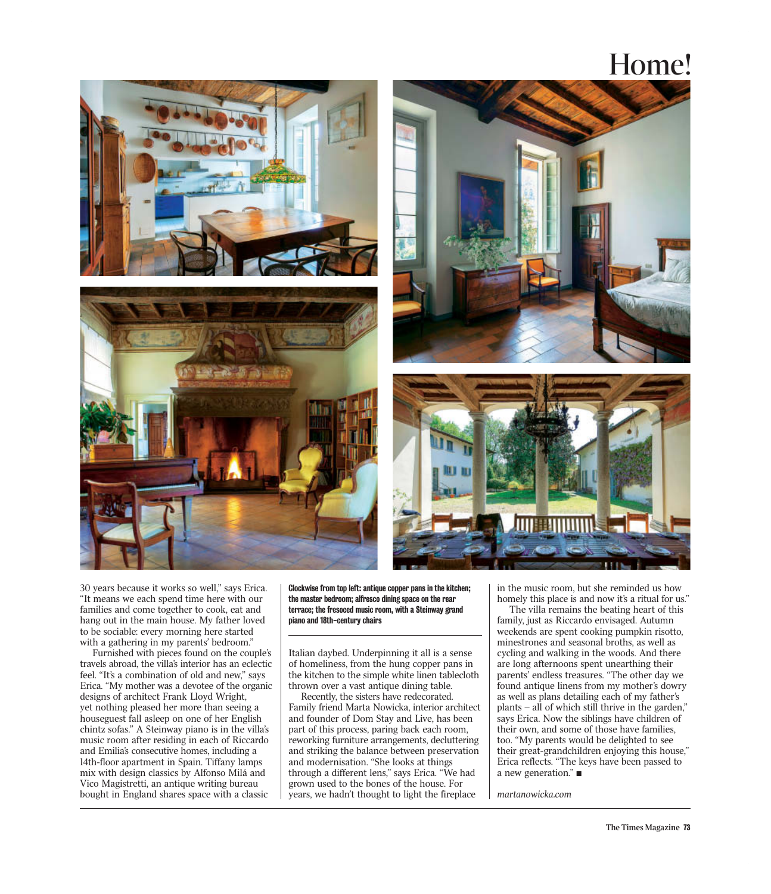30 years because it works so well," says Erica. "It means we each spend time here with our families and come together to cook, eat and hang out in the main house. My father loved to be sociable: every morning here started with a gathering in my parents' bedroom."

Furnished with pieces found on the couple's travels abroad, the villa's interior has an eclectic feel. "It's a combination of old and new," says Erica. "My mother was a devotee of the organic designs of architect Frank Lloyd Wright, yet nothing pleased her more than seeing a houseguest fall asleep on one of her English chintz sofas." A Steinway piano is in the villa's music room after residing in each of Riccardo and Emilia's consecutive homes, including a 14th-floor apartment in Spain. Tiffany lamps mix with design classics by Alfonso Milá and Vico Magistretti, an antique writing bureau bought in England shares space with a classic Italian daybed. Underpinning it all is a sense of homeliness, from the hung copper pans in the kitchen to the simple white linen tablecloth thrown over a vast antique dining table.

**Clockwise from top left: antique copper pans in the kitchen; the master bedroom; alfresco dining space on the rear terrace; the fresoced music room, with a Steinway grand piano and 18th-century chairs**

Recently, the sisters have redecorated. Family friend Marta Nowicka, interior architect and founder of Dom Stay and Live, has been part of this process, paring back each room, reworking furniture arrangements, decluttering and striking the balance between preservation and modernisation. "She looks at things through a different lens," says Erica. "We had grown used to the bones of the house. For years, we hadn't thought to light the fireplace in the music room, but she reminded us how homely this place is and now it's a ritual for us."

The villa remains the beating heart of this family, just as Riccardo envisaged. Autumn weekends are spent cooking pumpkin risotto, minestrones and seasonal broths, as well as cycling and walking in the woods. And there are long afternoons spent unearthing their parents' endless treasures. "The other day we found antique linens from my mother's dowry as well as plans detailing each of my father's plants – all of which still thrive in the garden," says Erica. Now the siblings have children of their own, and some of those have families, too. "My parents would be delighted to see their great-grandchildren enjoying this house," Erica reflects. "The keys have been passed to a new generation." ■

*martanowicka.com*